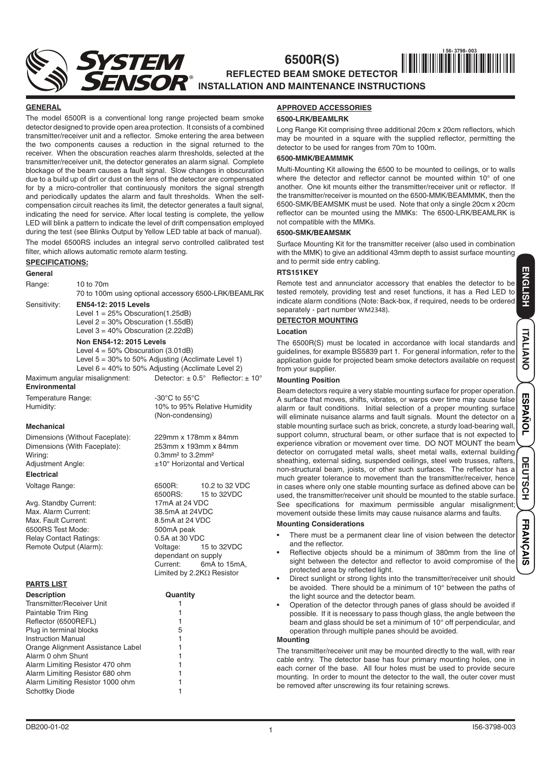# 6500R(S)

## REFLECTED BEAM SMOKE DETECTOR INSTALLATION AND MAINTENANCE INSTRUCTIONS

### GENERAL

The model 6500R is a conventional long range projected beam smoke detector designed to provide open area protection. It consists of a combined transmitter/receiver unit and a reflector. Smoke entering the area between the two components causes a reduction in the signal returned to the receiver. When the obscuration reaches alarm thresholds, selected at the transmitter/receiver unit, the detector generates an alarm signal. Complete blockage of the beam causes a fault signal. Slow changes in obscuration due to a build up of dirt or dust on the lens of the detector are compensated for by a micro-controller that continuously monitors the signal strength and periodically updates the alarm and fault thresholds. When the self-compensation circuit reaches its limit, the detector generates a fault signal, indicating the need for service. After local testing is complete, the yellow LED will blink a pattern to indicate the level of drift compensation employed during the test (see Blinks Output by Yellow LED table at back of manual).

The model 6500RS includes an integral servo controlled calibrated test filter, which allows automatic remote alarm testing.

### SPECIFICATIONS:

**General**

Range: 10 to 70m
70 to 100m using optional accessory 6500-LRK/BEAMLRK

Sensitivity: **EN54-12: 2015 Levels**
Level 1 = 25% Obscuration(1.25dB)
Level 2 = 30% Obscuration (1.55dB)
Level 3 = 40% Obscuration (2.22dB)

**Non EN54-12: 2015 Levels**
Level 4 = 50% Obscuration (3.01dB)
Level 5 = 30% to 50% Adjusting (Acclimate Level 1)
Level 6 = 40% to 50% Adjusting (Acclimate Level 2)

Maximum angular misalignment: Detector: ± 0.5° Reflector: ± 10°

**Environmental**

| | |
|---|---|
| Temperature Range: | -30°C to 55°C |
| Humidity: | 10% to 95% Relative Humidity (Non-condensing) |

**Mechanical**

| | |
|---|---|
| Dimensions (Without Faceplate): | 229mm x 178mm x 84mm |
| Dimensions (With Faceplate): | 253mm x 193mm x 84mm |
| Wiring: | 0.3mm² to 3.2mm² |
| Adjustment Angle: | ±10° Horizontal and Vertical |

**Electrical**

| | |
|---|---|
| Voltage Range: | 6500R: 10.2 to 32 VDC<br>6500RS: 15 to 32VDC |
| Avg. Standby Current: | 17mA at 24 VDC |
| Max. Alarm Current: | 38.5mA at 24VDC |
| Max. Fault Current: | 8.5mA at 24 VDC |
| 6500RS Test Mode: | 500mA peak |
| Relay Contact Ratings: | 0.5A at 30 VDC |
| Remote Output (Alarm): | Voltage: 15 to 32VDC dependant on supply<br>Current: 6mA to 15mA, Limited by 2.2KΩ Resistor |

### PARTS LIST

| Description | Quantity |
|---|---|
| Transmitter/Receiver Unit | 1 |
| Paintable Trim Ring | 1 |
| Reflector (6500REFL) | 1 |
| Plug in terminal blocks | 5 |
| Instruction Manual | 1 |
| Orange Alignment Assistance Label | 1 |
| Alarm 0 ohm Shunt | 1 |
| Alarm Limiting Resistor 470 ohm | 1 |
| Alarm Limiting Resistor 680 ohm | 1 |
| Alarm Limiting Resistor 1000 ohm | 1 |
| Schottky Diode | 1 |

### APPROVED ACCESSORIES

**6500-LRK/BEAMLRK**

Long Range Kit comprising three additional 20cm x 20cm reflectors, which may be mounted in a square with the supplied reflector, permitting the detector to be used for ranges from 70m to 100m.

**6500-MMK/BEAMMMK**

Multi-Mounting Kit allowing the 6500 to be mounted to ceilings, or to walls where the detector and reflector cannot be mounted within 10° of one another. One kit mounts either the transmitter/receiver unit or reflector. If the transmitter/receiver is mounted on the 6500-MMK/BEAMMMK, then the 6500-SMK/BEAMSMK must be used. Note that only a single 20cm x 20cm reflector can be mounted using the MMKs: The 6500-LRK/BEAMLRK is not compatible with the MMKs.

**6500-SMK/BEAMSMK**

Surface Mounting Kit for the transmitter receiver (also used in combination with the MMK) to give an additional 43mm depth to assist surface mounting and to permit side entry cabling.

**RTS151KEY**

Remote test and annunciator accessory that enables the detector to be tested remotely, providing test and reset functions, it has a Red LED to indicate alarm conditions (Note: Back-box, if required, needs to be ordered separately - part number WM2348).

### DETECTOR MOUNTING

**Location**

The 6500R(S) must be located in accordance with local standards and guidelines, for example BS5839 part 1. For general information, refer to the application guide for projected beam smoke detectors available on request from your supplier.

**Mounting Position**

Beam detectors require a very stable mounting surface for proper operation. A surface that moves, shifts, vibrates, or warps over time may cause false alarm or fault conditions. Initial selection of a proper mounting surface will eliminate nuisance alarms and fault signals. Mount the detector on a stable mounting surface such as brick, concrete, a sturdy load-bearing wall, support column, structural beam, or other surface that is not expected to experience vibration or movement over time. DO NOT MOUNT the beam detector on corrugated metal walls, sheet metal walls, external building sheathing, external siding, suspended ceilings, steel web trusses, rafters, non-structural beam, joists, or other such surfaces. The reflector has a much greater tolerance to movement than the transmitter/receiver, hence in cases where only one stable mounting surface as defined above can be used, the transmitter/receiver unit should be mounted to the stable surface. See specifications for maximum permissible angular misalignment; movement outside these limits may cause nuisance alarms and faults.

**Mounting Considerations**

- There must be a permanent clear line of vision between the detector and the reflector.
- Reflective objects should be a minimum of 380mm from the line of sight between the detector and reflector to avoid compromise of the protected area by reflected light.
- Direct sunlight or strong lights into the transmitter/receiver unit should be avoided. There should be a minimum of 10° between the paths of the light source and the detector beam.
- Operation of the detector through panes of glass should be avoided if possible. If it is necessary to pass though glass, the angle between the beam and glass should be set a minimum of 10° off perpendicular, and operation through multiple panes should be avoided.

**Mounting**

The transmitter/receiver unit may be mounted directly to the wall, with rear cable entry. The detector base has four primary mounting holes, one in each corner of the base. All four holes must be used to provide secure mounting. In order to mount the detector to the wall, the outer cover must be removed after unscrewing its four retaining screws.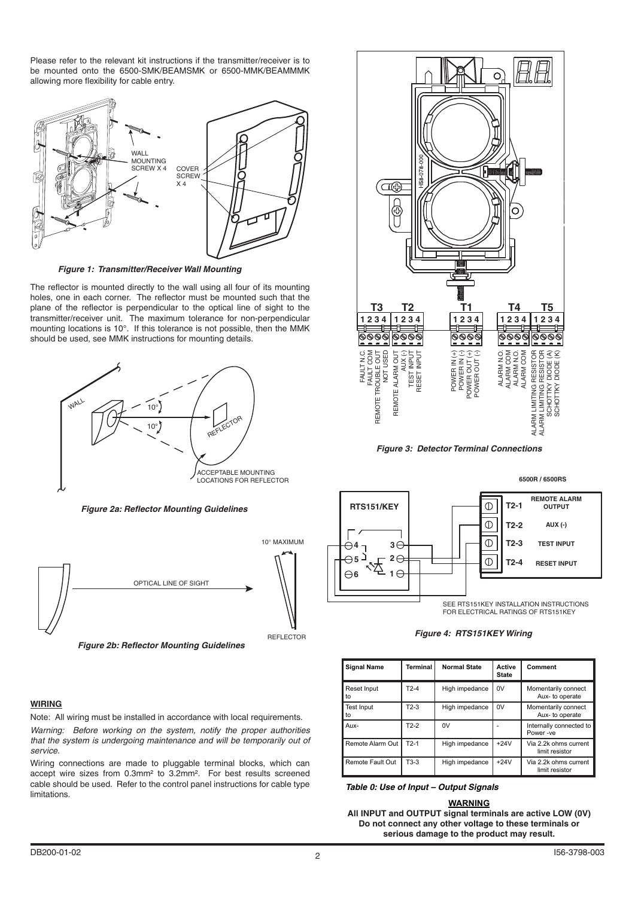Please refer to the relevant kit instructions if the transmitter/receiver is to be mounted onto the 6500-SMK/BEAMSMK or 6500-MMK/BEAMMMK allowing more flexibility for cable entry.

*Figure 1: Transmitter/Receiver Wall Mounting*

The reflector is mounted directly to the wall using all four of its mounting holes, one in each corner. The reflector must be mounted such that the plane of the reflector is perpendicular to the optical line of sight to the transmitter/receiver unit. The maximum tolerance for non-perpendicular mounting locations is 10°. If this tolerance is not possible, then the MMK should be used, see MMK instructions for mounting details.

*Figure 2a: Reflector Mounting Guidelines*

*Figure 2b: Reflector Mounting Guidelines*

## WIRING

Note: All wiring must be installed in accordance with local requirements.

*Warning: Before working on the system, notify the proper authorities that the system is undergoing maintenance and will be temporarily out of service.*

Wiring connections are made to pluggable terminal blocks, which can accept wire sizes from 0.3mm² to 3.2mm². For best results screened cable should be used. Refer to the control panel instructions for cable type limitations.

*Figure 3: Detector Terminal Connections*

*Figure 4: RTS151KEY Wiring*

| Signal Name | Terminal | Normal State | Active State | Comment |
|---|---|---|---|---|
| Reset Input to | T2-4 | High impedance | 0V | Momentarily connect Aux- to operate |
| Test Input to | T2-3 | High impedance | 0V | Momentarily connect Aux- to operate |
| Aux- | T2-2 | 0V | - | Internally connected to Power -ve |
| Remote Alarm Out | T2-1 | High impedance | +24V | Via 2.2k ohms current limit resistor |
| Remote Fault Out | T3-3 | High impedance | +24V | Via 2.2k ohms current limit resistor |

*Table 0: Use of Input – Output Signals*

**WARNING**

**All INPUT and OUTPUT signal terminals are active LOW (0V) Do not connect any other voltage to these terminals or serious damage to the product may result.**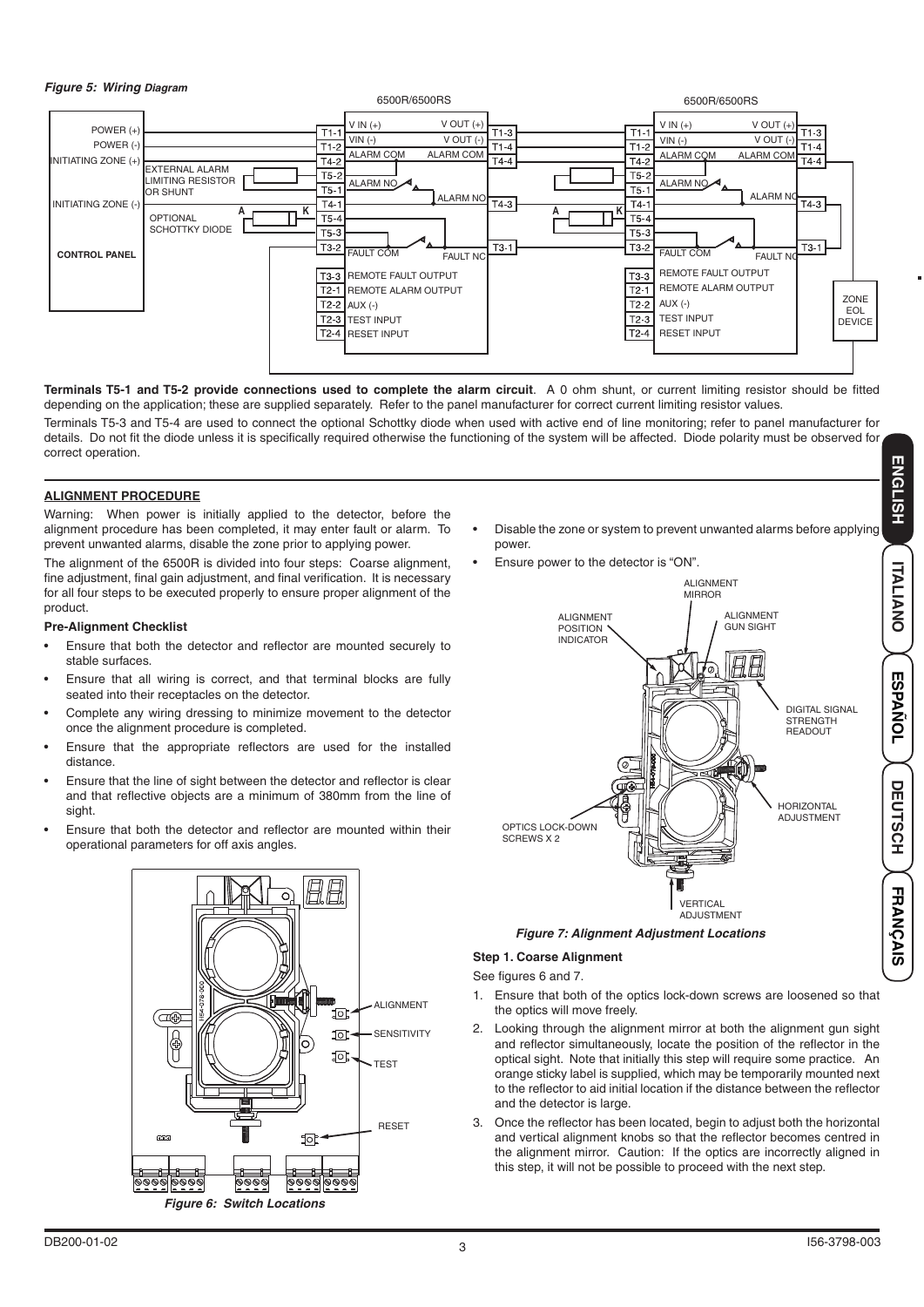*Figure 5: Wiring Diagram*

**Terminals T5-1 and T5-2 provide connections used to complete the alarm circuit**. A 0 ohm shunt, or current limiting resistor should be fitted depending on the application; these are supplied separately. Refer to the panel manufacturer for correct current limiting resistor values.

Terminals T5-3 and T5-4 are used to connect the optional Schottky diode when used with active end of line monitoring; refer to panel manufacturer for details. Do not fit the diode unless it is specifically required otherwise the functioning of the system will be affected. Diode polarity must be observed for correct operation.

## ALIGNMENT PROCEDURE

Warning: When power is initially applied to the detector, before the alignment procedure has been completed, it may enter fault or alarm. To prevent unwanted alarms, disable the zone prior to applying power.

The alignment of the 6500R is divided into four steps: Coarse alignment, fine adjustment, final gain adjustment, and final verification. It is necessary for all four steps to be executed properly to ensure proper alignment of the product.

### Pre-Alignment Checklist

- Ensure that both the detector and reflector are mounted securely to stable surfaces.
- Ensure that all wiring is correct, and that terminal blocks are fully seated into their receptacles on the detector.
- Complete any wiring dressing to minimize movement to the detector once the alignment procedure is completed.
- Ensure that the appropriate reflectors are used for the installed distance.
- Ensure that the line of sight between the detector and reflector is clear and that reflective objects are a minimum of 380mm from the line of sight.
- Ensure that both the detector and reflector are mounted within their operational parameters for off axis angles.

*Figure 6: Switch Locations*

- Disable the zone or system to prevent unwanted alarms before applying power.
- Ensure power to the detector is "ON".

*Figure 7: Alignment Adjustment Locations*

### Step 1. Coarse Alignment

See figures 6 and 7.

1. Ensure that both of the optics lock-down screws are loosened so that the optics will move freely.
2. Looking through the alignment mirror at both the alignment gun sight and reflector simultaneously, locate the position of the reflector in the optical sight. Note that initially this step will require some practice. An orange sticky label is supplied, which may be temporarily mounted next to the reflector to aid initial location if the distance between the reflector and the detector is large.
3. Once the reflector has been located, begin to adjust both the horizontal and vertical alignment knobs so that the reflector becomes centred in the alignment mirror. Caution: If the optics are incorrectly aligned in this step, it will not be possible to proceed with the next step.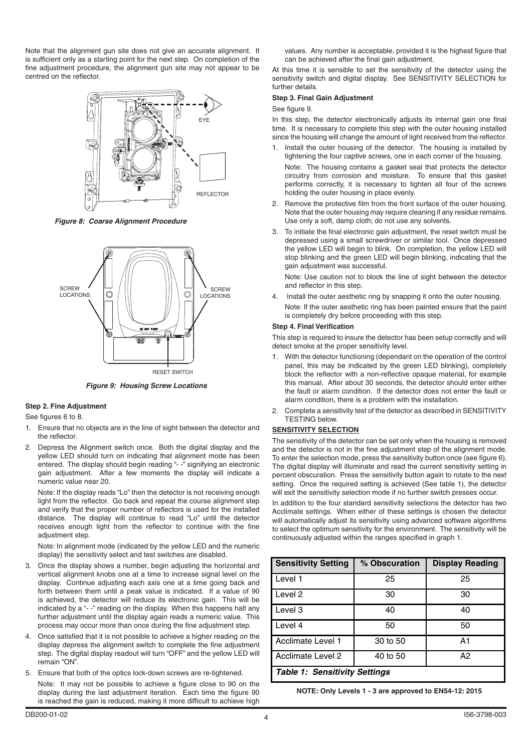Note that the alignment gun site does not give an accurate alignment. It is sufficient only as a starting point for the next step. On completion of the fine adjustment procedure, the alignment gun site may not appear to be centred on the reflector.

*Figure 8: Coarse Alignment Procedure*

*Figure 9: Housing Screw Locations*

**Step 2. Fine Adjustment**

See figures 6 to 8.

1. Ensure that no objects are in the line of sight between the detector and the reflector.
2. Depress the Alignment switch once. Both the digital display and the yellow LED should turn on indicating that alignment mode has been entered. The display should begin reading "- -" signifying an electronic gain adjustment. After a few moments the display will indicate a numeric value near 20.

   Note: If the display reads "Lo" then the detector is not receiving enough light from the reflector. Go back and repeat the course alignment step and verify that the proper number of reflectors is used for the installed distance. The display will continue to read "Lo" until the detector receives enough light from the reflector to continue with the fine adjustment step.

   Note: In alignment mode (indicated by the yellow LED and the numeric display) the sensitivity select and test switches are disabled.
3. Once the display shows a number, begin adjusting the horizontal and vertical alignment knobs one at a time to increase signal level on the display. Continue adjusting each axis one at a time going back and forth between them until a peak value is indicated. If a value of 90 is achieved, the detector will reduce its electronic gain. This will be indicated by a "- -" reading on the display. When this happens halt any further adjustment until the display again reads a numeric value. This process may occur more than once during the fine adjustment step.
4. Once satisfied that it is not possible to achieve a higher reading on the display depress the alignment switch to complete the fine adjustment step. The digital display readout will turn "OFF" and the yellow LED will remain "ON".
5. Ensure that both of the optics lock-down screws are re-tightened.

   Note: It may not be possible to achieve a figure close to 90 on the display during the last adjustment iteration. Each time the figure 90 is reached the gain is reduced, making it more difficult to achieve high values. Any number is acceptable, provided it is the highest figure that can be achieved after the final gain adjustment.

At this time it is sensible to set the sensitivity of the detector using the sensitivity switch and digital display. See SENSITIVITY SELECTION for further details.

**Step 3. Final Gain Adjustment**

See figure 9.

In this step, the detector electronically adjusts its internal gain one final time. It is necessary to complete this step with the outer housing installed since the housing will change the amount of light received from the reflector.

1. Install the outer housing of the detector. The housing is installed by tightening the four captive screws, one in each corner of the housing.

   Note: The housing contains a gasket seal that protects the detector circuitry from corrosion and moisture. To ensure that this gasket performs correctly, it is necessary to tighten all four of the screws holding the outer housing in place evenly.
2. Remove the protective film from the front surface of the outer housing. Note that the outer housing may require cleaning if any residue remains. Use only a soft, damp cloth; do not use any solvents.
3. To initiate the final electronic gain adjustment, the reset switch must be depressed using a small screwdriver or similar tool. Once depressed the yellow LED will begin to blink. On completion, the yellow LED will stop blinking and the green LED will begin blinking, indicating that the gain adjustment was successful.

   Note: Use caution not to block the line of sight between the detector and reflector in this step.
4. Install the outer aesthetic ring by snapping it onto the outer housing.

   Note: If the outer aesthetic ring has been painted ensure that the paint is completely dry before proceeding with this step.

**Step 4. Final Verification**

This step is required to insure the detector has been setup correctly and will detect smoke at the proper sensitivity level.

1. With the detector functioning (dependant on the operation of the control panel, this may be indicated by the green LED blinking), completely block the reflector with a non-reflective opaque material, for example this manual. After about 30 seconds, the detector should enter either the fault or alarm condition. If the detector does not enter the fault or alarm condition, there is a problem with the installation.
2. Complete a sensitivity test of the detector as described in SENSITIVITY TESTING below.

**SENSITIVITY SELECTION**

The sensitivity of the detector can be set only when the housing is removed and the detector is not in the fine adjustment step of the alignment mode. To enter the selection mode, press the sensitivity button once (see figure 6). The digital display will illuminate and read the current sensitivity setting in percent obscuration. Press the sensitivity button again to rotate to the next setting. Once the required setting is achieved (See table 1), the detector will exit the sensitivity selection mode if no further switch presses occur.

In addition to the four standard sensitivity selections the detector has two Acclimate settings. When either of these settings is chosen the detector will automatically adjust its sensitivity using advanced software algorithms to select the optimum sensitivity for the environment. The sensitivity will be continuously adjusted within the ranges specified in graph 1.

| Sensitivity Setting | % Obscuration | Display Reading |
|---|---|---|
| Level 1 | 25 | 25 |
| Level 2 | 30 | 30 |
| Level 3 | 40 | 40 |
| Level 4 | 50 | 50 |
| Acclimate Level 1 | 30 to 50 | A1 |
| Acclimate Level 2 | 40 to 50 | A2 |

*Table 1: Sensitivity Settings*

**NOTE: Only Levels 1 - 3 are approved to EN54-12: 2015**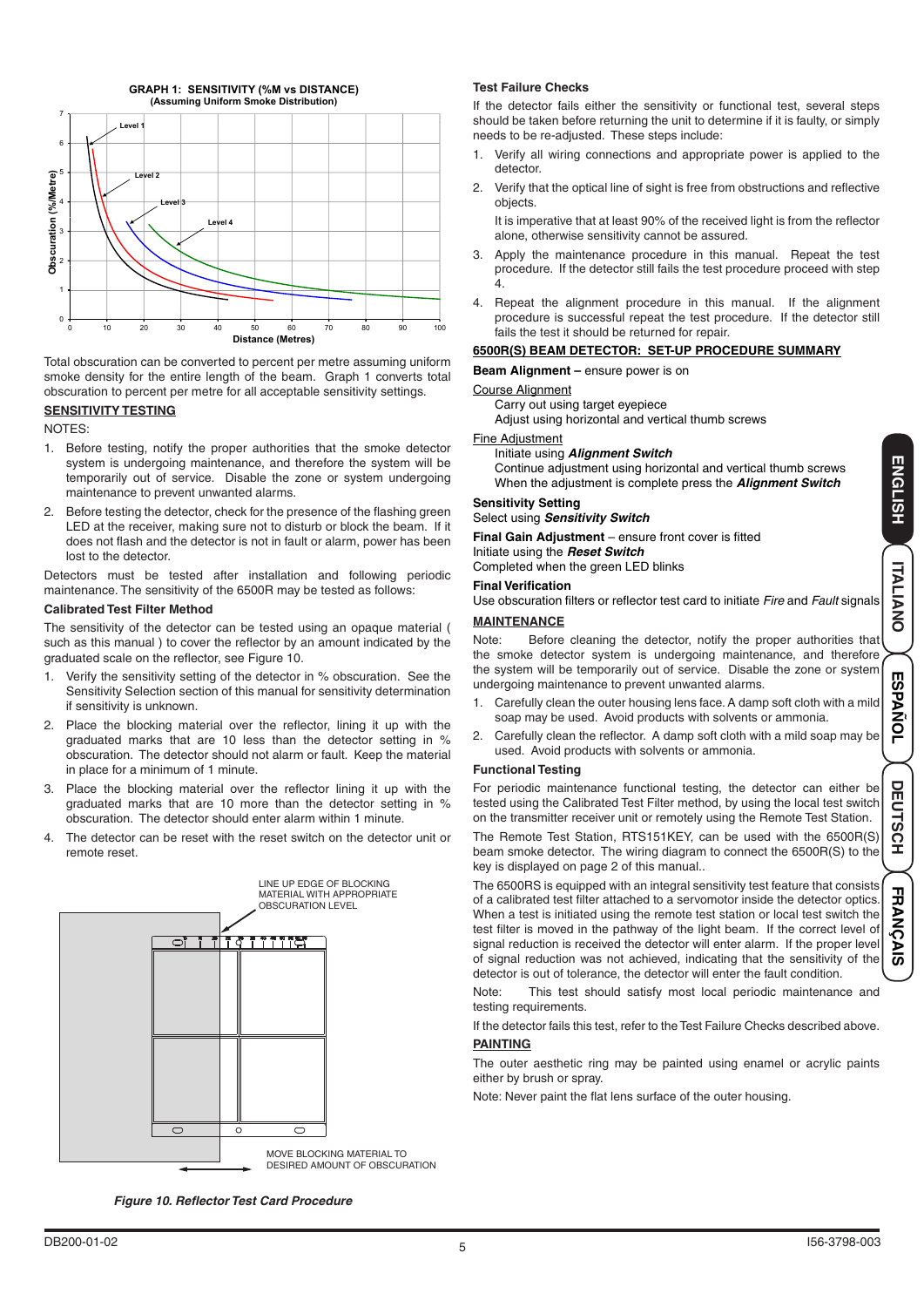GRAPH 1: SENSITIVITY (%M vs DISTANCE)
(Assuming Uniform Smoke Distribution)

Total obscuration can be converted to percent per metre assuming uniform smoke density for the entire length of the beam. Graph 1 converts total obscuration to percent per metre for all acceptable sensitivity settings.

## SENSITIVITY TESTING

NOTES:

1. Before testing, notify the proper authorities that the smoke detector system is undergoing maintenance, and therefore the system will be temporarily out of service. Disable the zone or system undergoing maintenance to prevent unwanted alarms.
2. Before testing the detector, check for the presence of the flashing green LED at the receiver, making sure not to disturb or block the beam. If it does not flash and the detector is not in fault or alarm, power has been lost to the detector.

Detectors must be tested after installation and following periodic maintenance. The sensitivity of the 6500R may be tested as follows:

### Calibrated Test Filter Method

The sensitivity of the detector can be tested using an opaque material ( such as this manual ) to cover the reflector by an amount indicated by the graduated scale on the reflector, see Figure 10.

1. Verify the sensitivity setting of the detector in % obscuration. See the Sensitivity Selection section of this manual for sensitivity determination if sensitivity is unknown.
2. Place the blocking material over the reflector, lining it up with the graduated marks that are 10 less than the detector setting in % obscuration. The detector should not alarm or fault. Keep the material in place for a minimum of 1 minute.
3. Place the blocking material over the reflector lining it up with the graduated marks that are 10 more than the detector setting in % obscuration. The detector should enter alarm within 1 minute.
4. The detector can be reset with the reset switch on the detector unit or remote reset.

LINE UP EDGE OF BLOCKING MATERIAL WITH APPROPRIATE OBSCURATION LEVEL

MOVE BLOCKING MATERIAL TO DESIRED AMOUNT OF OBSCURATION

*Figure 10. Reflector Test Card Procedure*

### Test Failure Checks

If the detector fails either the sensitivity or functional test, several steps should be taken before returning the unit to determine if it is faulty, or simply needs to be re-adjusted. These steps include:

1. Verify all wiring connections and appropriate power is applied to the detector.
2. Verify that the optical line of sight is free from obstructions and reflective objects.

   It is imperative that at least 90% of the received light is from the reflector alone, otherwise sensitivity cannot be assured.
3. Apply the maintenance procedure in this manual. Repeat the test procedure. If the detector still fails the test procedure proceed with step 4.
4. Repeat the alignment procedure in this manual. If the alignment procedure is successful repeat the test procedure. If the detector still fails the test it should be returned for repair.

## 6500R(S) BEAM DETECTOR: SET-UP PROCEDURE SUMMARY

**Beam Alignment –** ensure power is on

Course Alignment
- Carry out using target eyepiece
- Adjust using horizontal and vertical thumb screws

Fine Adjustment
- Initiate using ***Alignment Switch***
- Continue adjustment using horizontal and vertical thumb screws
- When the adjustment is complete press the ***Alignment Switch***

**Sensitivity Setting**
Select using ***Sensitivity Switch***

**Final Gain Adjustment** – ensure front cover is fitted
Initiate using the ***Reset Switch***
Completed when the green LED blinks

**Final Verification**
Use obscuration filters or reflector test card to initiate *Fire* and *Fault* signals

## MAINTENANCE

Note: Before cleaning the detector, notify the proper authorities that the smoke detector system is undergoing maintenance, and therefore the system will be temporarily out of service. Disable the zone or system undergoing maintenance to prevent unwanted alarms.

1. Carefully clean the outer housing lens face. A damp soft cloth with a mild soap may be used. Avoid products with solvents or ammonia.
2. Carefully clean the reflector. A damp soft cloth with a mild soap may be used. Avoid products with solvents or ammonia.

### Functional Testing

For periodic maintenance functional testing, the detector can either be tested using the Calibrated Test Filter method, by using the local test switch on the transmitter receiver unit or remotely using the Remote Test Station.

The Remote Test Station, RTS151KEY, can be used with the 6500R(S) beam smoke detector. The wiring diagram to connect the 6500R(S) to the key is displayed on page 2 of this manual..

The 6500RS is equipped with an integral sensitivity test feature that consists of a calibrated test filter attached to a servomotor inside the detector optics. When a test is initiated using the remote test station or local test switch the test filter is moved in the pathway of the light beam. If the correct level of signal reduction is received the detector will enter alarm. If the proper level of signal reduction was not achieved, indicating that the sensitivity of the detector is out of tolerance, the detector will enter the fault condition.

Note: This test should satisfy most local periodic maintenance and testing requirements.

If the detector fails this test, refer to the Test Failure Checks described above.

## PAINTING

The outer aesthetic ring may be painted using enamel or acrylic paints either by brush or spray.

Note: Never paint the flat lens surface of the outer housing.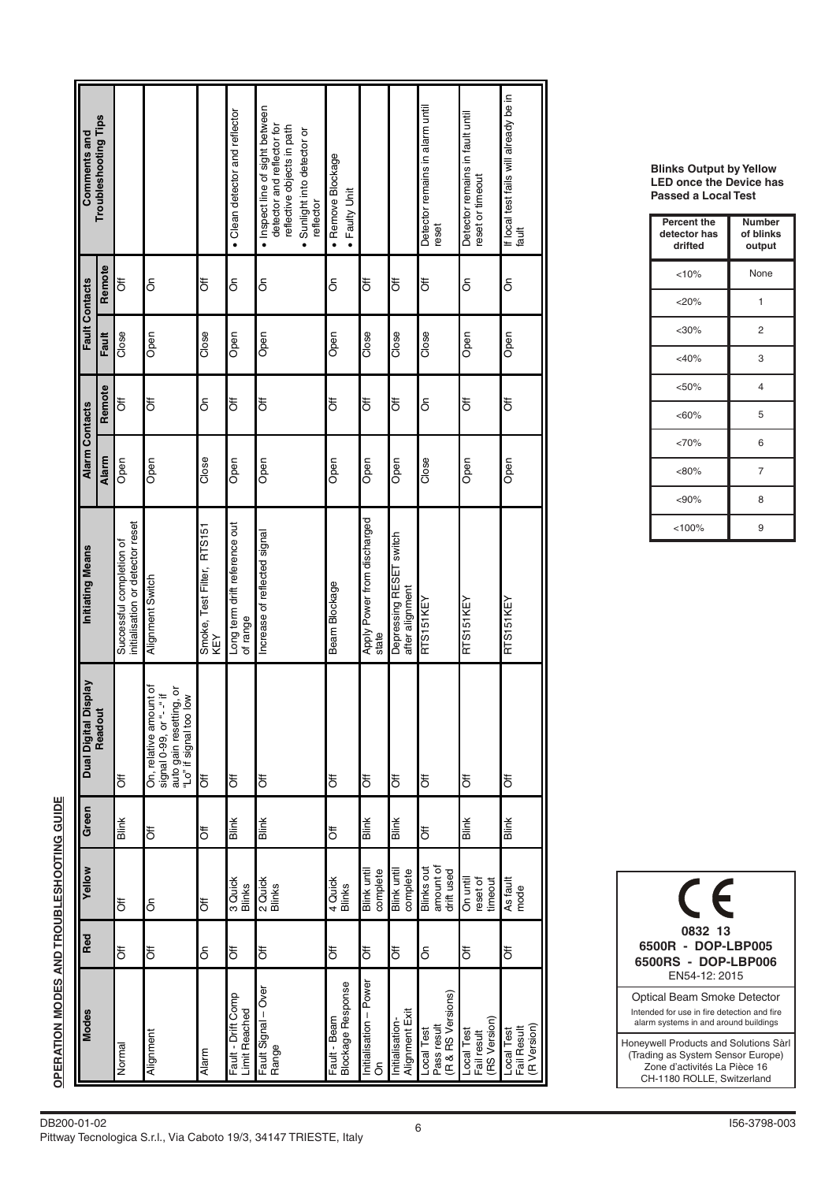## OPERATION MODES AND TROUBLESHOOTING GUIDE

| Modes | Red | Yellow | Green | Dual Digital Display Readout | Initiating Means | Alarm Contacts | | Fault Contacts | | Comments and Troubleshooting Tips |
|---|---|---|---|---|---|---|---|---|---|---|
| | | | | | | Alarm | Remote | Fault | Remote | |
| Normal | Off | Off | Blink | Off | Successful completion of initialisation or detector reset | Open | Off | Close | Off | |
| Alignment | Off | On | Off | On, relative amount of signal 0-99, or "- -" if auto gain resetting, or "Lo" if signal too low | Alignment Switch | Open | Off | Open | On | |
| Alarm | On | Off | Off | Off | Smoke, Test Filter, RTS151 KEY | Close | On | Close | Off | |
| Fault - Drift Comp Limit Reached | Off | 3 Quick Blinks | Blink | Off | Long term drift reference out of range | Open | Off | Open | On | • Clean detector and reflector |
| Fault Signal – Over Range | Off | 2 Quick Blinks | Blink | Off | Increase of reflected signal | Open | Off | Open | On | • Inspect line of sight between detector and reflector for reflective objects in path<br>• Sunlight into detector or reflector |
| Fault - Beam Blockage Response | Off | 4 Quick Blinks | Off | Off | Beam Blockage | Open | Off | Open | On | • Remove Blockage<br>• Faulty Unit |
| Initialisation – Power On | Off | Blink until complete | Blink | Off | Apply Power from discharged state | Open | Off | Close | Off | |
| Initialisation-Alignment Exit | Off | Blink until complete | Blink | Off | Depressing RESET switch after alignment | Open | Off | Close | Off | |
| Local Test Pass result (R & RS Versions) | On | Blinks out amount of drift used | Off | Off | RTS151KEY | Close | On | Close | Off | Detector remains in alarm until reset |
| Local Test Fail result (RS Version) | Off | On until reset of timeout | Blink | Off | RTS151KEY | Open | Off | Open | On | Detector remains in fault until reset or timeout |
| Local Test Fail Result (R Version) | Off | As fault mode | Blink | Off | RTS151KEY | Open | Off | Open | On | If local test fails will already be in fault |

**Blinks Output by Yellow LED once the Device has Passed a Local Test**

| Percent the detector has drifted | Number of blinks output |
|---|---|
| <10% | None |
| <20% | 1 |
| <30% | 2 |
| <40% | 3 |
| <50% | 4 |
| <60% | 5 |
| <70% | 6 |
| <80% | 7 |
| <90% | 8 |
| <100% | 9 |

CE

**0832 13**
**6500R - DOP-LBP005**
**6500RS - DOP-LBP006**
EN54-12: 2015

Optical Beam Smoke Detector
Intended for use in fire detection and fire alarm systems in and around buildings

Honeywell Products and Solutions Sàrl
(Trading as System Sensor Europe)
Zone d'activités La Pièce 16
CH-1180 ROLLE, Switzerland

DB200-01-02
Pittway Tecnologica S.r.l., Via Caboto 19/3, 34147 TRIESTE, Italy

I56-3798-003